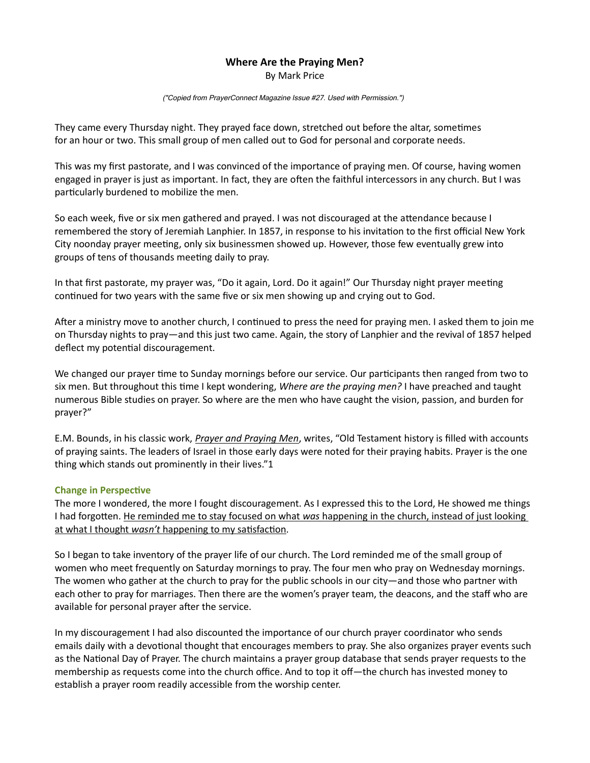# Where Are the Praying Men?

By Mark Price

*("Copied from PrayerConnect Magazine Issue #27. Used with Permission.")*

They came every Thursday night. They prayed face down, stretched out before the altar, sometimes for an hour or two. This small group of men called out to God for personal and corporate needs.

This was my first pastorate, and I was convinced of the importance of praying men. Of course, having women engaged in prayer is just as important. In fact, they are often the faithful intercessors in any church. But I was particularly burdened to mobilize the men.

So each week, five or six men gathered and prayed. I was not discouraged at the attendance because I remembered the story of Jeremiah Lanphier. In 1857, in response to his invitation to the first official New York City noonday prayer meeting, only six businessmen showed up. However, those few eventually grew into groups of tens of thousands meeting daily to pray.

In that first pastorate, my prayer was, "Do it again, Lord. Do it again!" Our Thursday night prayer meeting continued for two years with the same five or six men showing up and crying out to God.

After a ministry move to another church, I continued to press the need for praying men. I asked them to join me on Thursday nights to pray—and this just two came. Again, the story of Lanphier and the revival of 1857 helped deflect my potential discouragement.

We changed our prayer time to Sunday mornings before our service. Our participants then ranged from two to six men. But throughout this time I kept wondering, *Where are the praying men?* I have preached and taught numerous Bible studies on prayer. So where are the men who have caught the vision, passion, and burden for prayer?"

E.M. Bounds, in his classic work, <u>*Prayer and Praying Men*</u>, writes, "Old Testament history is filled with accounts of praying saints. The leaders of Israel in those early days were noted for their praying habits. Prayer is the one thing which stands out prominently in their lives."1

### Change in Perspective

The more I wondered, the more I fought discouragement. As I expressed this to the Lord, He showed me things I had forgotten. <u>He reminded me to stay focused on what *was* happening in the church, instead of just looking at what I thought *wasn't* happening to my satisfaction</u>.

So I began to take inventory of the prayer life of our church. The Lord reminded me of the small group of women who meet frequently on Saturday mornings to pray. The four men who pray on Wednesday mornings. The women who gather at the church to pray for the public schools in our city—and those who partner with each other to pray for marriages. Then there are the women's prayer team, the deacons, and the staff who are available for personal prayer after the service.

In my discouragement I had also discounted the importance of our church prayer coordinator who sends emails daily with a devotional thought that encourages members to pray. She also organizes prayer events such as the National Day of Prayer. The church maintains a prayer group database that sends prayer requests to the membership as requests come into the church office. And to top it off—the church has invested money to establish a prayer room readily accessible from the worship center.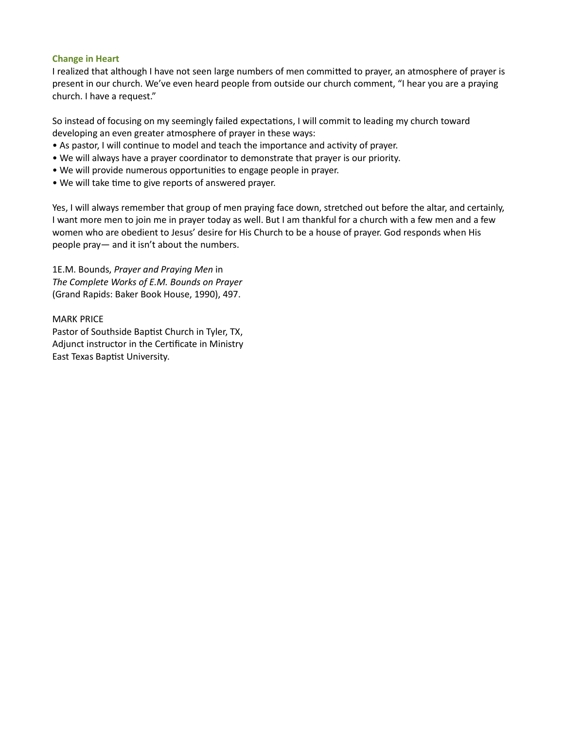### Change in Heart

I realized that although I have not seen large numbers of men committed to prayer, an atmosphere of prayer is present in our church. We've even heard people from outside our church comment, "I hear you are a praying church. I have a request."

So instead of focusing on my seemingly failed expectations, I will commit to leading my church toward developing an even greater atmosphere of prayer in these ways:

- As pastor, I will continue to model and teach the importance and activity of prayer.
- We will always have a prayer coordinator to demonstrate that prayer is our priority.
- We will provide numerous opportunities to engage people in prayer.
- We will take time to give reports of answered prayer.

Yes, I will always remember that group of men praying face down, stretched out before the altar, and certainly, I want more men to join me in prayer today as well. But I am thankful for a church with a few men and a few women who are obedient to Jesus' desire for His Church to be a house of prayer. God responds when His people pray— and it isn't about the numbers.

1E.M. Bounds, *Prayer and Praying Men* in
*The Complete Works of E.M. Bounds on Prayer*
(Grand Rapids: Baker Book House, 1990), 497.

MARK PRICE
Pastor of Southside Baptist Church in Tyler, TX,
Adjunct instructor in the Certificate in Ministry
East Texas Baptist University.